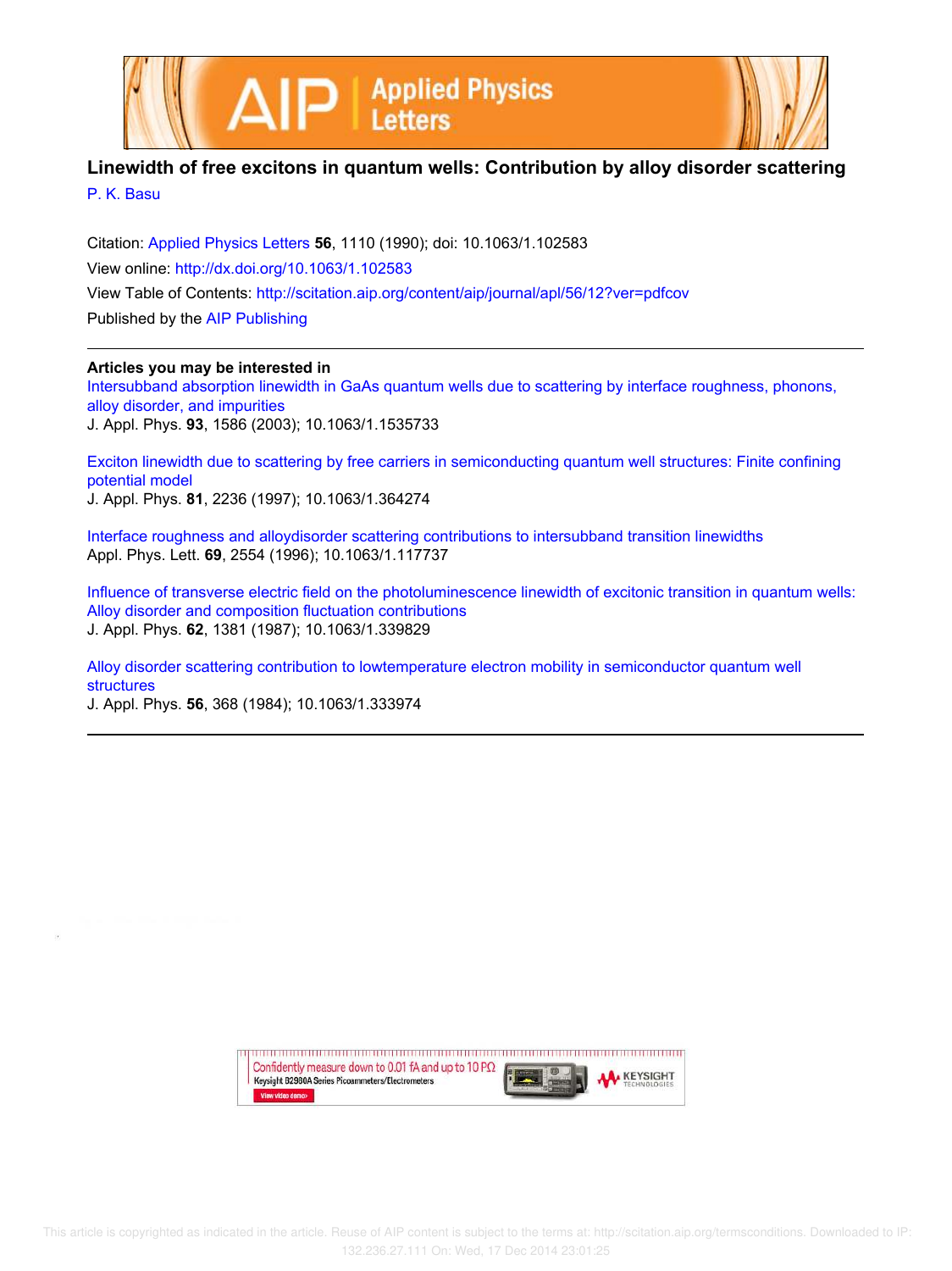# Linewidth of free excitons in quantum wells: Contribution by alloy disorder scattering

P. K. Basu

Citation: Applied Physics Letters **56**, 1110 (1990); doi: 10.1063/1.102583

View online: http://dx.doi.org/10.1063/1.102583

View Table of Contents: http://scitation.aip.org/content/aip/journal/apl/56/12?ver=pdfcov

Published by the AIP Publishing

## Articles you may be interested in

Intersubband absorption linewidth in GaAs quantum wells due to scattering by interface roughness, phonons, alloy disorder, and impurities
J. Appl. Phys. **93**, 1586 (2003); 10.1063/1.1535733

Exciton linewidth due to scattering by free carriers in semiconducting quantum well structures: Finite confining potential model
J. Appl. Phys. **81**, 2236 (1997); 10.1063/1.364274

Interface roughness and alloydisorder scattering contributions to intersubband transition linewidths
Appl. Phys. Lett. **69**, 2554 (1996); 10.1063/1.117737

Influence of transverse electric field on the photoluminescence linewidth of excitonic transition in quantum wells: Alloy disorder and composition fluctuation contributions
J. Appl. Phys. **62**, 1381 (1987); 10.1063/1.339829

Alloy disorder scattering contribution to lowtemperature electron mobility in semiconductor quantum well structures
J. Appl. Phys. **56**, 368 (1984); 10.1063/1.333974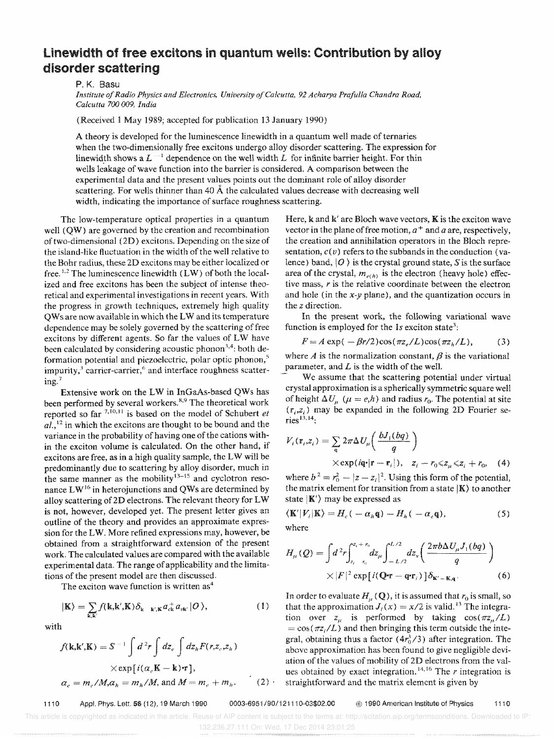# Linewidth of free excitons in quantum wells: Contribution by alloy disorder scattering

P. K. Basu

*Institute of Radio Physics and Electronics, University of Calcutta, 92 Acharya Prafulla Chandra Road, Calcutta 700 009, India*

(Received 1 May 1989; accepted for publication 13 January 1990)

A theory is developed for the luminescence linewidth in a quantum well made of ternaries when the two-dimensionally free excitons undergo alloy disorder scattering. The expression for linewidth shows a $L^{-1}$ dependence on the well width $L$ for infinite barrier height. For thin wells leakage of wave function into the barrier is considered. A comparison between the experimental data and the present values points out the dominant role of alloy disorder scattering. For wells thinner than 40 Å the calculated values decrease with decreasing well width, indicating the importance of surface roughness scattering.

The low-temperature optical properties in a quantum well (QW) are governed by the creation and recombination of two-dimensional (2D) excitons. Depending on the size of the island-like fluctuation in the width of the well relative to the Bohr radius, these 2D excitons may be either localized or free.[1,2] The luminescence linewidth (LW) of both the localized and free excitons has been the subject of intense theoretical and experimental investigations in recent years. With the progress in growth techniques, extremely high quality QWs are now available in which the LW and its temperature dependence may be solely governed by the scattering of free excitons by different agents. So far the values of LW have been calculated by considering acoustic phonon[3,4]: both deformation potential and piezoelectric, polar optic phonon,[5] impurity,[3] carrier-carrier,[6] and interface roughness scattering.[7]

Extensive work on the LW in InGaAs-based QWs has been performed by several workers.[8,9] The theoretical work reported so far [7,10,11] is based on the model of Schubert *et al.*,[12] in which the excitons are thought to be bound and the variance in the probability of having one of the cations within the exciton volume is calculated. On the other hand, if excitons are free, as in a high quality sample, the LW will be predominantly due to scattering by alloy disorder, much in the same manner as the mobility[13-15] and cyclotron resonance LW[16] in heterojunctions and QWs are determined by alloy scattering of 2D electrons. The relevant theory for LW is not, however, developed yet. The present letter gives an outline of the theory and provides an approximate expression for the LW. More refined expressions may, however, be obtained from a straightforward extension of the present work. The calculated values are compared with the available experimental data. The range of applicability and the limitations of the present model are then discussed.

The exciton wave function is written as[4]

$$|\mathbf{K}\rangle = \sum_{\mathbf{k},\mathbf{k}'} f(\mathbf{k},\mathbf{k}',\mathbf{K})\delta_{\mathbf{k}-\mathbf{k}',\mathbf{K}}\, a^{+}_{c\mathbf{k}}\, a_{v\mathbf{k}'}\,|O\rangle, \tag{1}$$

with

$$f(\mathbf{k},\mathbf{k}',\mathbf{K}) = S^{-1}\int d^2r\int dz_e\int dz_h F(r,z_e,z_h)\times\exp[i(\alpha_e\mathbf{K}-\mathbf{k})\cdot\mathbf{r}],$$
$$\alpha_e = m_e/M,\ \alpha_h = m_h/M,\ \text{and}\ M = m_e + m_h. \tag{2}$$

Here, $\mathbf{k}$ and $\mathbf{k}'$ are Bloch wave vectors, $\mathbf{K}$ is the exciton wave vector in the plane of free motion, $a^+$ and $a$ are, respectively, the creation and annihilation operators in the Bloch representation, $c(v)$ refers to the subbands in the conduction (valence) band, $|O\rangle$ is the crystal ground state, $S$ is the surface area of the crystal, $m_{e(h)}$ is the electron (heavy hole) effective mass, $r$ is the relative coordinate between the electron and hole (in the $x$-$y$ plane), and the quantization occurs in the $z$ direction.

In the present work, the following variational wave function is employed for the $1s$ exciton state[3]:

$$F = A\exp(-\beta r/2)\cos(\pi z_e/L)\cos(\pi z_h/L), \tag{3}$$

where $A$ is the normalization constant, $\beta$ is the variational parameter, and $L$ is the width of the well.

We assume that the scattering potential under virtual crystal approximation is a spherically symmetric square well of height $\Delta U_\mu$ ($\mu = e,h$) and radius $r_0$. The potential at site $(\mathbf{r}_i,z_i)$ may be expanded in the following 2D Fourier series[13,14]:

$$V_i(\mathbf{r}_i,z_i) = \sum_{\mathbf{q}} 2\pi\Delta U_\mu\left(\frac{bJ_1(bq)}{q}\right)\times\exp(i\mathbf{q}\cdot|\mathbf{r}-\mathbf{r}_i|),\quad z_i - r_0 \leqslant z_\mu \leqslant z_i + r_0, \tag{4}$$

where $b^2 = r_0^2 - |z - z_i|^2$. Using this form of the potential, the matrix element for transition from a state $|\mathbf{K}\rangle$ to another state $|\mathbf{K}'\rangle$ may be expressed as

$$\langle\mathbf{K}'|V_i|\mathbf{K}\rangle = H_e(-\alpha_h\mathbf{q}) - H_h(-\alpha_e\mathbf{q}), \tag{5}$$

where

$$H_\mu(Q) = \int d^2r\int_{z_i-r_0}^{z_i+r_0} dz_\mu\int_{-L/2}^{L/2} dz_\nu\left(\frac{2\pi b\Delta U_\mu J_1(bq)}{q}\right)\times|F|^2\exp[i(\mathbf{Q}\cdot\mathbf{r}-\mathbf{q}\cdot\mathbf{r}_i)]\delta_{\mathbf{K}'-\mathbf{K},\mathbf{q}}. \tag{6}$$

In order to evaluate $H_\mu(\mathbf{Q})$, it is assumed that $r_0$ is small, so that the approximation $J_1(x) = x/2$ is valid.[13] The integration over $z_\mu$ is performed by taking $\cos(\pi z_\mu/L) = \cos(\pi z_i/L)$ and then bringing this term outside the integral, obtaining thus a factor $(4r_0^3/3)$ after integration. The above approximation has been found to give negligible deviation of the values of mobility of 2D electrons from the values obtained by exact integration.[14,16] The $r$ integration is straightforward and the matrix element is given by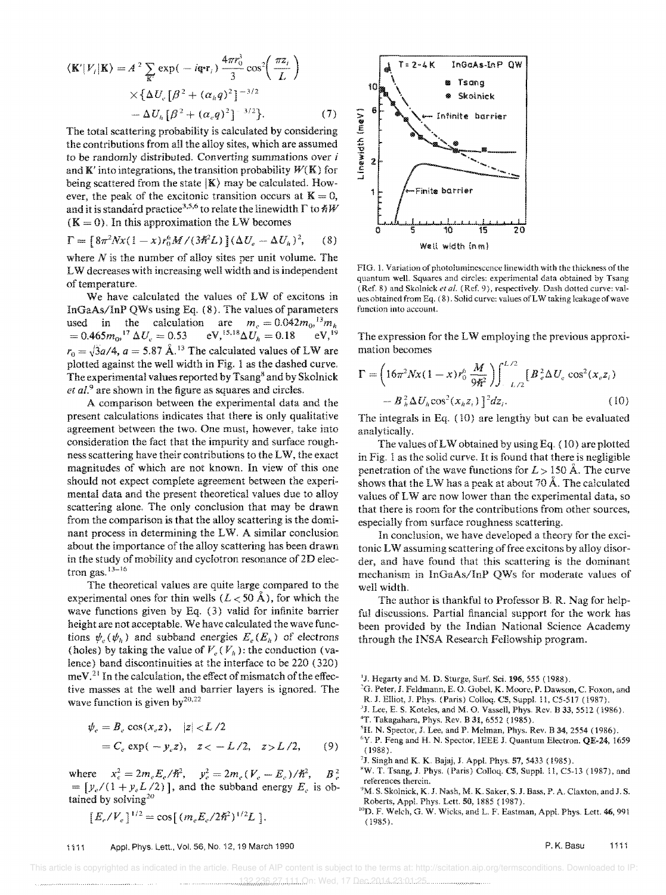$$\langle \mathbf{K}'|V_i|\mathbf{K}\rangle = A^2 \sum_{\mathbf{K}'} \exp(-i\mathbf{q}\cdot\mathbf{r}_i)\,\frac{4\pi r_0^3}{3}\cos^2\!\left(\frac{\pi z_i}{L}\right) \times\{\Delta U_c[\beta^2+(\alpha_h q)^2]^{-3/2} - \Delta U_h[\beta^2+(\alpha_e q)^2]^{-3/2}\}. \qquad (7)$$

The total scattering probability is calculated by considering the contributions from all the alloy sites, which are assumed to be randomly distributed. Converting summations over $i$ and $\mathbf{K}'$ into integrations, the transition probability $W(\mathbf{K})$ for being scattered from the state $|\mathbf{K}\rangle$ may be calculated. However, the peak of the excitonic transition occurs at $\mathbf{K}=0$, and it is standard practice[3,5,6] to relate the linewidth $\Gamma$ to $\hbar W$ $(\mathbf{K}=0)$. In this approximation the LW becomes

$$\Gamma = [8\pi^2 N x(1-x) r_0^6 M/(3\hbar^2 L)](\Delta U_e - \Delta U_h)^2, \qquad (8)$$

where $N$ is the number of alloy sites per unit volume. The LW decreases with increasing well width and is independent of temperature.

We have calculated the values of LW of excitons in InGaAs/InP QWs using Eq. (8). The values of parameters used in the calculation are $m_e = 0.042 m_0$,[13] $m_h = 0.465 m_0$,[17] $\Delta U_e = 0.53$ eV,[15,18] $\Delta U_h = 0.18$ eV,[19] $r_0 = \sqrt{3}a/4$, $a = 5.87$ Å.[13] The calculated values of LW are plotted against the well width in Fig. 1 as the dashed curve. The experimental values reported by Tsang[8] and by Skolnick *et al.*[9] are shown in the figure as squares and circles.

A comparison between the experimental data and the present calculations indicates that there is only qualitative agreement between the two. One must, however, take into consideration the fact that the impurity and surface roughness scattering have their contributions to the LW, the exact magnitudes of which are not known. In view of this one should not expect complete agreement between the experimental data and the present theoretical values due to alloy scattering alone. The only conclusion that may be drawn from the comparison is that the alloy scattering is the dominant process in determining the LW. A similar conclusion about the importance of the alloy scattering has been drawn in the study of mobility and cyclotron resonance of 2D electron gas.[13-16]

The theoretical values are quite large compared to the experimental ones for thin wells ($L < 50$ Å), for which the wave functions given by Eq. (3) valid for infinite barrier height are not acceptable. We have calculated the wave functions $\psi_e(\psi_h)$ and subband energies $E_e(E_h)$ of electrons (holes) by taking the value of $V_e(V_h)$: the conduction (valence) band discontinuities at the interface to be 220 (320) meV.[21] In the calculation, the effect of mismatch of the effective masses at the well and barrier layers is ignored. The wave function is given by[20,22]

$$\psi_e = B_e \cos(x_e z), \quad |z| < L/2$$
$$= C_e \exp(-y_e z), \quad z < -L/2, \quad z > L/2, \qquad (9)$$

where $x_e^2 = 2m_e E_e/\hbar^2$, $y_e^2 = 2m_e(V_e - E_e)/\hbar^2$, $B_e^2 = [y_e/(1 + y_e L/2)]$, and the subband energy $E_e$ is obtained by solving[20]

$$[E_e/V_e]^{1/2} = \cos[(m_e E_e/2\hbar^2)^{1/2} L].$$

FIG. 1. Variation of photoluminescence linewidth with the thickness of the quantum well. Squares and circles: experimental data obtained by Tsang (Ref. 8) and Skolnick *et al.* (Ref. 9), respectively. Dash dotted curve: values obtained from Eq. (8). Solid curve: values of LW taking leakage of wave function into account.

The expression for the LW employing the previous approximation becomes

$$\Gamma = \left(16\pi^2 N x(1-x) r_0^6 \frac{M}{9\hbar^2}\right)\int_{-L/2}^{L/2} [B_e^2 \Delta U_e \cos^2(x_e z_i) - B_h^2 \Delta U_h \cos^2(x_h z_i)]^2 dz_i. \qquad (10)$$

The integrals in Eq. (10) are lengthy but can be evaluated analytically.

The values of LW obtained by using Eq. (10) are plotted in Fig. 1 as the solid curve. It is found that there is negligible penetration of the wave functions for $L > 150$ Å. The curve shows that the LW has a peak at about 70 Å. The calculated values of LW are now lower than the experimental data, so that there is room for the contributions from other sources, especially from surface roughness scattering.

In conclusion, we have developed a theory for the excitonic LW assuming scattering of free excitons by alloy disorder, and have found that this scattering is the dominant mechanism in InGaAs/InP QWs for moderate values of well width.

The author is thankful to Professor B. R. Nag for helpful discussions. Partial financial support for the work has been provided by the Indian National Science Academy through the INSA Research Fellowship program.

[1] J. Hegarty and M. D. Sturge, Surf. Sci. **196**, 555 (1988).

[2] G. Peter, J. Feldmann, E. O. Gobel, K. Moore, P. Dawson, C. Foxon, and R. J. Elliot, J. Phys. (Paris) Colloq. **C5**, Suppl. 11, C5-517 (1987).

[3] J. Lee, E. S. Koteles, and M. O. Vassell, Phys. Rev. B **33**, 5512 (1986).

[4] T. Takagahara, Phys. Rev. B **31**, 6552 (1985).

[5] H. N. Spector, J. Lee, and P. Melman, Phys. Rev. B **34**, 2554 (1986).

[6] Y. P. Feng and H. N. Spector, IEEE J. Quantum Electron. **QE-24**, 1659 (1988).

[7] J. Singh and K. K. Bajaj, J. Appl. Phys. **57**, 5433 (1985).

[8] W. T. Tsang, J. Phys. (Paris) Colloq. **C5**, Suppl. 11, C5-13 (1987), and references therein.

[9] M. S. Skolnick, K. J. Nash, M. K. Saker, S. J. Bass, P. A. Claxton, and J. S. Roberts, Appl. Phys. Lett. **50**, 1885 (1987).

[10] D. F. Welch, G. W. Wicks, and L. F. Eastman, Appl. Phys. Lett. **46**, 991 (1985).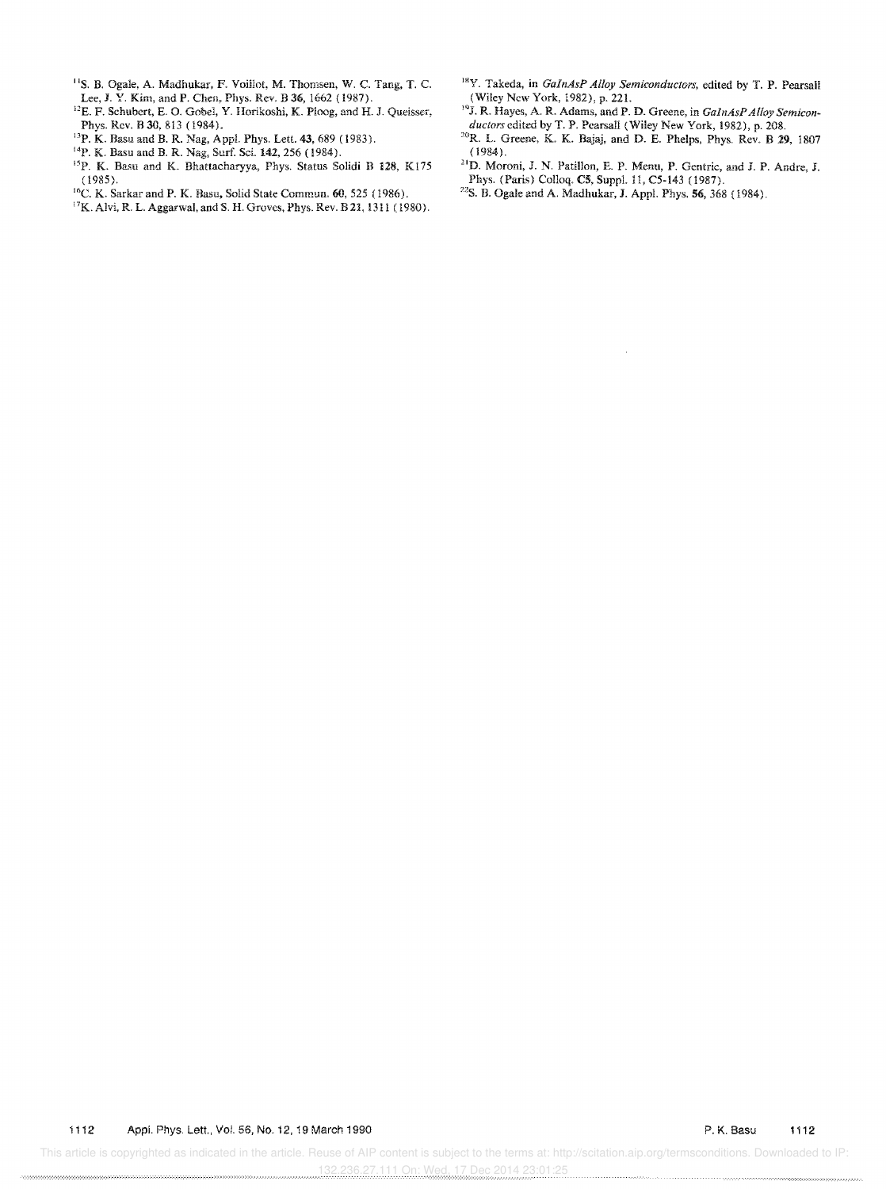[11] S. B. Ogale, A. Madhukar, F. Voillot, M. Thomsen, W. C. Tang, T. C. Lee, J. Y. Kim, and P. Chen, Phys. Rev. B **36**, 1662 (1987).

[12] E. F. Schubert, E. O. Gobel, Y. Horikoshi, K. Ploog, and H. J. Queisser, Phys. Rev. B **30**, 813 (1984).

[13] P. K. Basu and B. R. Nag, Appl. Phys. Lett. **43**, 689 (1983).

[14] P. K. Basu and B. R. Nag, Surf. Sci. **142**, 256 (1984).

[15] P. K. Basu and K. Bhattacharyya, Phys. Status Solidi B **128**, K175 (1985).

[16] C. K. Sarkar and P. K. Basu, Solid State Commun. **60**, 525 (1986).

[17] K. Alvi, R. L. Aggarwal, and S. H. Groves, Phys. Rev. B **21**, 1311 (1980).

[18] Y. Takeda, in *GaInAsP Alloy Semiconductors*, edited by T. P. Pearsall (Wiley New York, 1982), p. 221.

[19] J. R. Hayes, A. R. Adams, and P. D. Greene, in *GaInAsP Alloy Semiconductors* edited by T. P. Pearsall (Wiley New York, 1982), p. 208.

[20] R. L. Greene, K. K. Bajaj, and D. E. Phelps, Phys. Rev. B **29**, 1807 (1984).

[21] D. Moroni, J. N. Patillon, E. P. Menu, P. Gentric, and J. P. Andre, J. Phys. (Paris) Colloq. **C5**, Suppl. 11, C5-143 (1987).

[22] S. B. Ogale and A. Madhukar, J. Appl. Phys. **56**, 368 (1984).